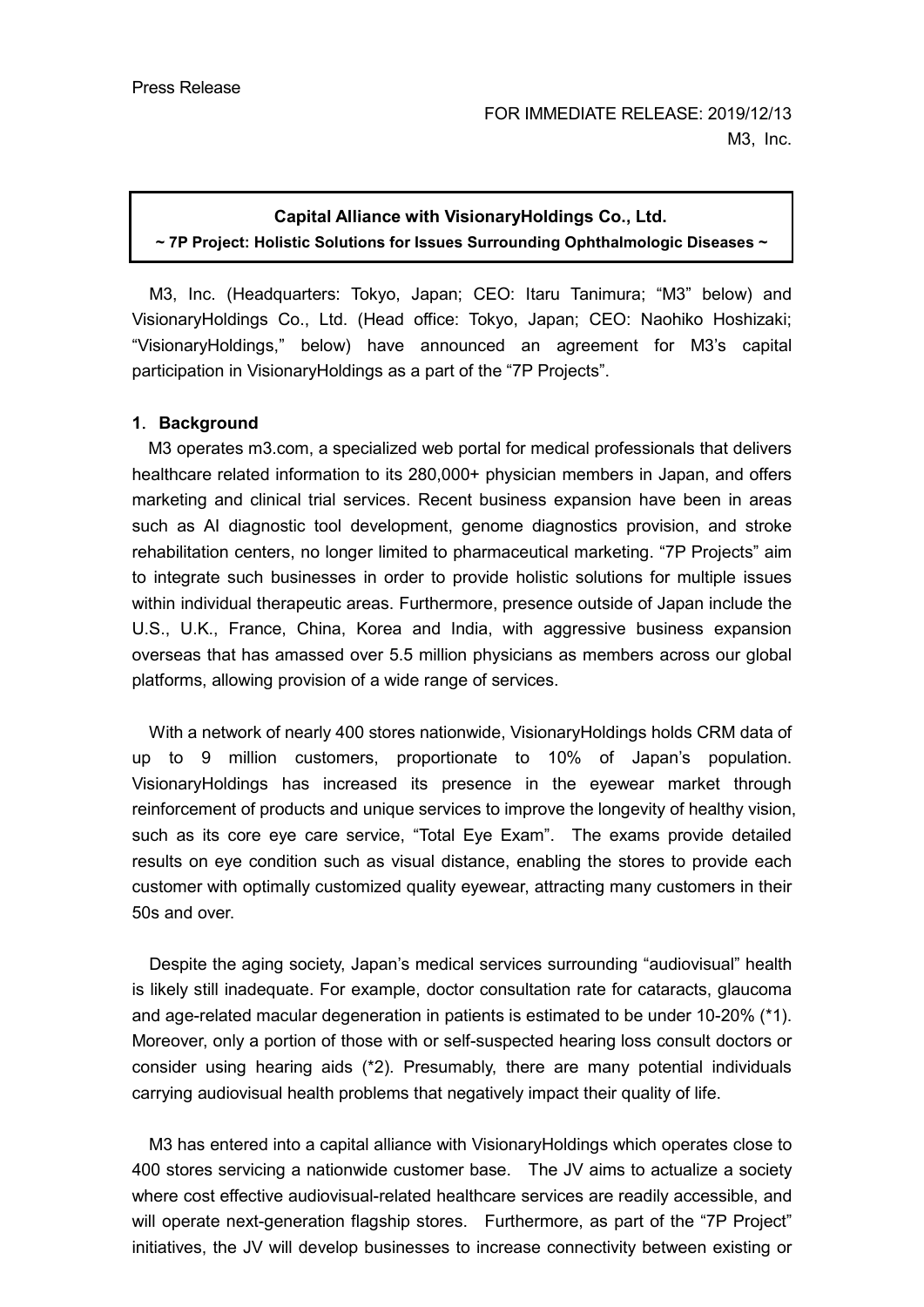Press Release

FOR IMMEDIATE RELEASE: 2019/12/13

M3, Inc.

**Capital Alliance with VisionaryHoldings Co., Ltd.**

**~ 7P Project: Holistic Solutions for Issues Surrounding Ophthalmologic Diseases ~**

M3, Inc. (Headquarters: Tokyo, Japan; CEO: Itaru Tanimura; "M3" below) and VisionaryHoldings Co., Ltd. (Head office: Tokyo, Japan; CEO: Naohiko Hoshizaki; "VisionaryHoldings," below) have announced an agreement for M3's capital participation in VisionaryHoldings as a part of the "7P Projects".

## 1. Background

M3 operates m3.com, a specialized web portal for medical professionals that delivers healthcare related information to its 280,000+ physician members in Japan, and offers marketing and clinical trial services. Recent business expansion have been in areas such as AI diagnostic tool development, genome diagnostics provision, and stroke rehabilitation centers, no longer limited to pharmaceutical marketing. "7P Projects" aim to integrate such businesses in order to provide holistic solutions for multiple issues within individual therapeutic areas. Furthermore, presence outside of Japan include the U.S., U.K., France, China, Korea and India, with aggressive business expansion overseas that has amassed over 5.5 million physicians as members across our global platforms, allowing provision of a wide range of services.

With a network of nearly 400 stores nationwide, VisionaryHoldings holds CRM data of up to 9 million customers, proportionate to 10% of Japan's population. VisionaryHoldings has increased its presence in the eyewear market through reinforcement of products and unique services to improve the longevity of healthy vision, such as its core eye care service, "Total Eye Exam". The exams provide detailed results on eye condition such as visual distance, enabling the stores to provide each customer with optimally customized quality eyewear, attracting many customers in their 50s and over.

Despite the aging society, Japan's medical services surrounding "audiovisual" health is likely still inadequate. For example, doctor consultation rate for cataracts, glaucoma and age-related macular degeneration in patients is estimated to be under 10-20% (*1). Moreover, only a portion of those with or self-suspected hearing loss consult doctors or consider using hearing aids (*2). Presumably, there are many potential individuals carrying audiovisual health problems that negatively impact their quality of life.

M3 has entered into a capital alliance with VisionaryHoldings which operates close to 400 stores servicing a nationwide customer base. The JV aims to actualize a society where cost effective audiovisual-related healthcare services are readily accessible, and will operate next-generation flagship stores. Furthermore, as part of the "7P Project" initiatives, the JV will develop businesses to increase connectivity between existing or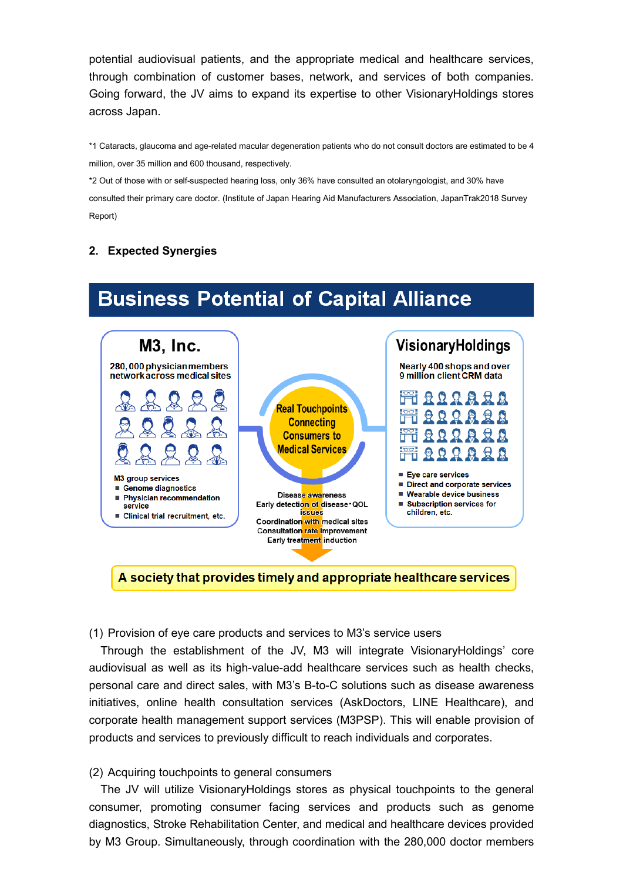potential audiovisual patients, and the appropriate medical and healthcare services, through combination of customer bases, network, and services of both companies. Going forward, the JV aims to expand its expertise to other VisionaryHoldings stores across Japan.

*1 Cataracts, glaucoma and age-related macular degeneration patients who do not consult doctors are estimated to be 4 million, over 35 million and 600 thousand, respectively.

*2 Out of those with or self-suspected hearing loss, only 36% have consulted an otolaryngologist, and 30% have consulted their primary care doctor. (Institute of Japan Hearing Aid Manufacturers Association, JapanTrak2018 Survey Report)

## 2. Expected Synergies

**Business Potential of Capital Alliance**

**M3, Inc.**

280, 000 physician members network across medical sites

M3 group services
- Genome diagnostics
- Physician recommendation service
- Clinical trial recruitment, etc.

**Real Touchpoints Connecting Consumers to Medical Services**

Disease awareness
Early detection of disease・QOL issues
Coordination with medical sites
Consultation rate improvement
Early treatment induction

**VisionaryHoldings**

Nearly 400 shops and over 9 million client CRM data

- Eye care services
- Direct and corporate services
- Wearable device business
- Subscription services for children, etc.

**A society that provides timely and appropriate healthcare services**

(1) Provision of eye care products and services to M3's service users

Through the establishment of the JV, M3 will integrate VisionaryHoldings' core audiovisual as well as its high-value-add healthcare services such as health checks, personal care and direct sales, with M3's B-to-C solutions such as disease awareness initiatives, online health consultation services (AskDoctors, LINE Healthcare), and corporate health management support services (M3PSP). This will enable provision of products and services to previously difficult to reach individuals and corporates.

(2) Acquiring touchpoints to general consumers

The JV will utilize VisionaryHoldings stores as physical touchpoints to the general consumer, promoting consumer facing services and products such as genome diagnostics, Stroke Rehabilitation Center, and medical and healthcare devices provided by M3 Group. Simultaneously, through coordination with the 280,000 doctor members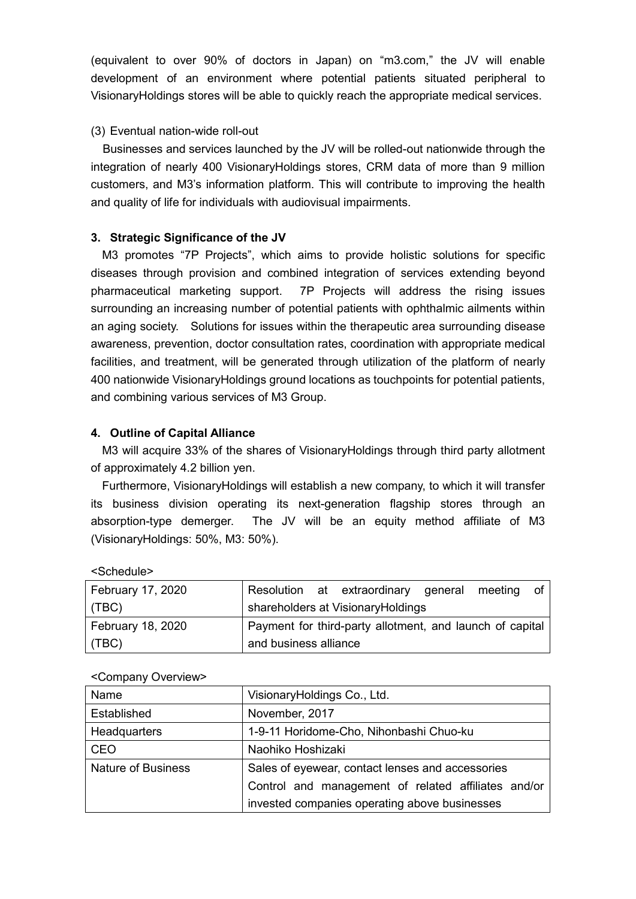(equivalent to over 90% of doctors in Japan) on "m3.com," the JV will enable development of an environment where potential patients situated peripheral to VisionaryHoldings stores will be able to quickly reach the appropriate medical services.

(3) Eventual nation-wide roll-out

Businesses and services launched by the JV will be rolled-out nationwide through the integration of nearly 400 VisionaryHoldings stores, CRM data of more than 9 million customers, and M3's information platform. This will contribute to improving the health and quality of life for individuals with audiovisual impairments.

## 3. Strategic Significance of the JV

M3 promotes "7P Projects", which aims to provide holistic solutions for specific diseases through provision and combined integration of services extending beyond pharmaceutical marketing support. 7P Projects will address the rising issues surrounding an increasing number of potential patients with ophthalmic ailments within an aging society. Solutions for issues within the therapeutic area surrounding disease awareness, prevention, doctor consultation rates, coordination with appropriate medical facilities, and treatment, will be generated through utilization of the platform of nearly 400 nationwide VisionaryHoldings ground locations as touchpoints for potential patients, and combining various services of M3 Group.

## 4. Outline of Capital Alliance

M3 will acquire 33% of the shares of VisionaryHoldings through third party allotment of approximately 4.2 billion yen.

Furthermore, VisionaryHoldings will establish a new company, to which it will transfer its business division operating its next-generation flagship stores through an absorption-type demerger. The JV will be an equity method affiliate of M3 (VisionaryHoldings: 50%, M3: 50%).

<Schedule>

| | |
|---|---|
| February 17, 2020 (TBC) | Resolution at extraordinary general meeting of shareholders at VisionaryHoldings |
| February 18, 2020 (TBC) | Payment for third-party allotment, and launch of capital and business alliance |

<Company Overview>

| | |
|---|---|
| Name | VisionaryHoldings Co., Ltd. |
| Established | November, 2017 |
| Headquarters | 1-9-11 Horidome-Cho, Nihonbashi Chuo-ku |
| CEO | Naohiko Hoshizaki |
| Nature of Business | Sales of eyewear, contact lenses and accessories<br>Control and management of related affiliates and/or invested companies operating above businesses |